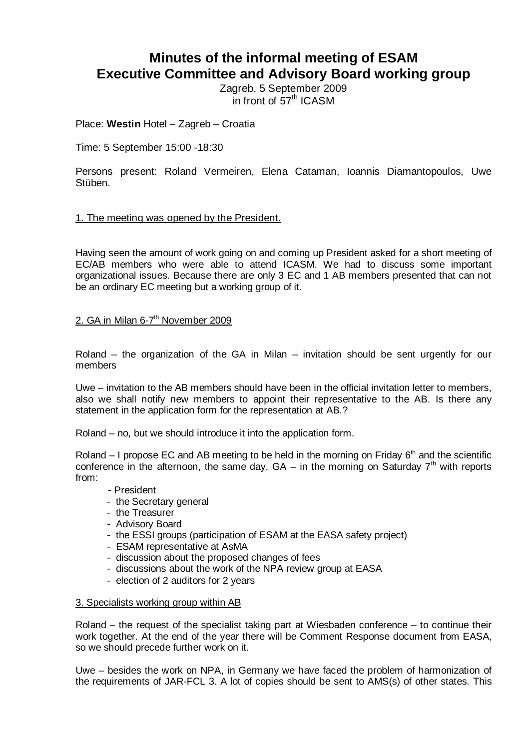# Minutes of the informal meeting of ESAM Executive Committee and Advisory Board working group

Zagreb, 5 September 2009
in front of 57th ICASM

Place: **Westin** Hotel – Zagreb – Croatia

Time: 5 September 15:00 -18:30

Persons present: Roland Vermeiren, Elena Cataman, Ioannis Diamantopoulos, Uwe Stüben.

## 1. The meeting was opened by the President.

Having seen the amount of work going on and coming up President asked for a short meeting of EC/AB members who were able to attend ICASM. We had to discuss some important organizational issues. Because there are only 3 EC and 1 AB members presented that can not be an ordinary EC meeting but a working group of it.

## 2. GA in Milan 6-7th November 2009

Roland – the organization of the GA in Milan – invitation should be sent urgently for our members

Uwe – invitation to the AB members should have been in the official invitation letter to members, also we shall notify new members to appoint their representative to the AB. Is there any statement in the application form for the representation at AB.?

Roland – no, but we should introduce it into the application form.

Roland – I propose EC and AB meeting to be held in the morning on Friday 6th and the scientific conference in the afternoon, the same day, GA – in the morning on Saturday 7th with reports from:

- President
- the Secretary general
- the Treasurer
- Advisory Board
- the ESSI groups (participation of ESAM at the EASA safety project)
- ESAM representative at AsMA
- discussion about the proposed changes of fees
- discussions about the work of the NPA review group at EASA
- election of 2 auditors for 2 years

## 3. Specialists working group within AB

Roland – the request of the specialist taking part at Wiesbaden conference – to continue their work together. At the end of the year there will be Comment Response document from EASA, so we should precede further work on it.

Uwe – besides the work on NPA, in Germany we have faced the problem of harmonization of the requirements of JAR-FCL 3. A lot of copies should be sent to AMS(s) of other states. This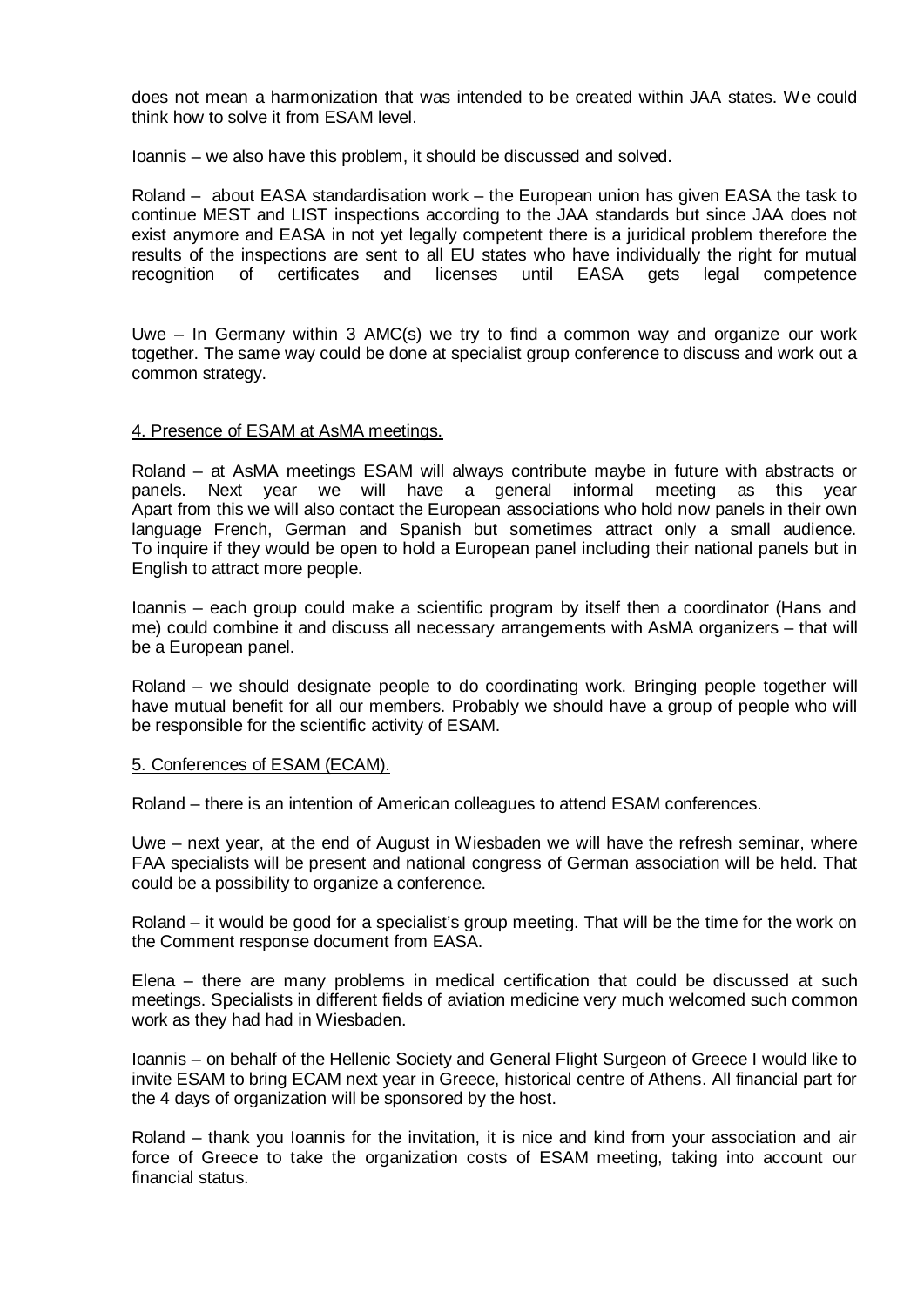does not mean a harmonization that was intended to be created within JAA states. We could think how to solve it from ESAM level.

Ioannis – we also have this problem, it should be discussed and solved.

Roland – about EASA standardisation work – the European union has given EASA the task to continue MEST and LIST inspections according to the JAA standards but since JAA does not exist anymore and EASA in not yet legally competent there is a juridical problem therefore the results of the inspections are sent to all EU states who have individually the right for mutual recognition of certificates and licenses until EASA gets legal competence

Uwe – In Germany within 3 AMC(s) we try to find a common way and organize our work together. The same way could be done at specialist group conference to discuss and work out a common strategy.

4. Presence of ESAM at AsMA meetings.

Roland – at AsMA meetings ESAM will always contribute maybe in future with abstracts or panels. Next year we will have a general informal meeting as this year Apart from this we will also contact the European associations who hold now panels in their own language French, German and Spanish but sometimes attract only a small audience. To inquire if they would be open to hold a European panel including their national panels but in English to attract more people.

Ioannis – each group could make a scientific program by itself then a coordinator (Hans and me) could combine it and discuss all necessary arrangements with AsMA organizers – that will be a European panel.

Roland – we should designate people to do coordinating work. Bringing people together will have mutual benefit for all our members. Probably we should have a group of people who will be responsible for the scientific activity of ESAM.

5. Conferences of ESAM (ECAM).

Roland – there is an intention of American colleagues to attend ESAM conferences.

Uwe – next year, at the end of August in Wiesbaden we will have the refresh seminar, where FAA specialists will be present and national congress of German association will be held. That could be a possibility to organize a conference.

Roland – it would be good for a specialist's group meeting. That will be the time for the work on the Comment response document from EASA.

Elena – there are many problems in medical certification that could be discussed at such meetings. Specialists in different fields of aviation medicine very much welcomed such common work as they had had in Wiesbaden.

Ioannis – on behalf of the Hellenic Society and General Flight Surgeon of Greece I would like to invite ESAM to bring ECAM next year in Greece, historical centre of Athens. All financial part for the 4 days of organization will be sponsored by the host.

Roland – thank you Ioannis for the invitation, it is nice and kind from your association and air force of Greece to take the organization costs of ESAM meeting, taking into account our financial status.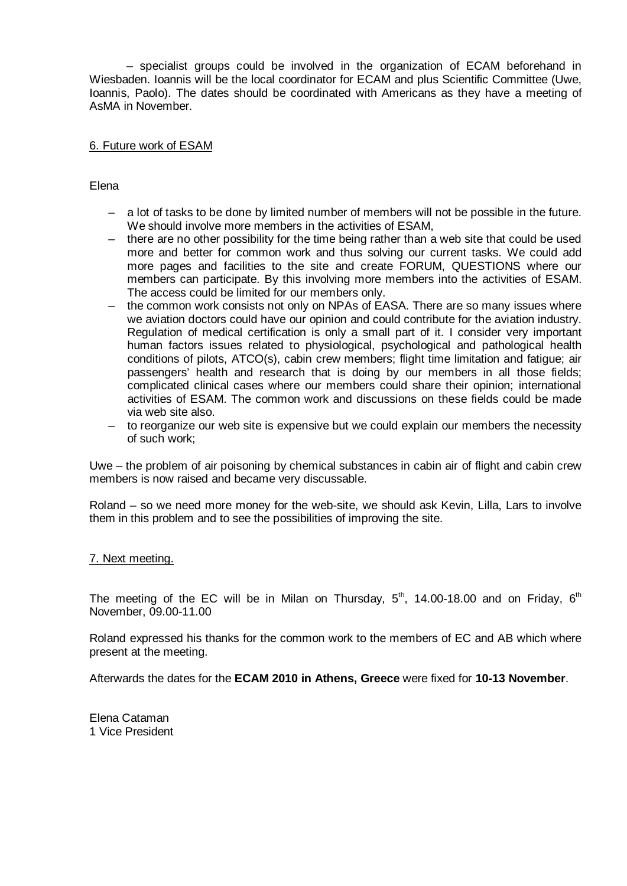– specialist groups could be involved in the organization of ECAM beforehand in Wiesbaden. Ioannis will be the local coordinator for ECAM and plus Scientific Committee (Uwe, Ioannis, Paolo). The dates should be coordinated with Americans as they have a meeting of AsMA in November.

6. Future work of ESAM

Elena

- a lot of tasks to be done by limited number of members will not be possible in the future. We should involve more members in the activities of ESAM,
- there are no other possibility for the time being rather than a web site that could be used more and better for common work and thus solving our current tasks. We could add more pages and facilities to the site and create FORUM, QUESTIONS where our members can participate. By this involving more members into the activities of ESAM. The access could be limited for our members only.
- the common work consists not only on NPAs of EASA. There are so many issues where we aviation doctors could have our opinion and could contribute for the aviation industry. Regulation of medical certification is only a small part of it. I consider very important human factors issues related to physiological, psychological and pathological health conditions of pilots, ATCO(s), cabin crew members; flight time limitation and fatigue; air passengers' health and research that is doing by our members in all those fields; complicated clinical cases where our members could share their opinion; international activities of ESAM. The common work and discussions on these fields could be made via web site also.
- to reorganize our web site is expensive but we could explain our members the necessity of such work;

Uwe – the problem of air poisoning by chemical substances in cabin air of flight and cabin crew members is now raised and became very discussable.

Roland – so we need more money for the web-site, we should ask Kevin, Lilla, Lars to involve them in this problem and to see the possibilities of improving the site.

7. Next meeting.

The meeting of the EC will be in Milan on Thursday, 5th, 14.00-18.00 and on Friday, 6th November, 09.00-11.00

Roland expressed his thanks for the common work to the members of EC and AB which where present at the meeting.

Afterwards the dates for the **ECAM 2010 in Athens, Greece** were fixed for **10-13 November**.

Elena Cataman
1 Vice President